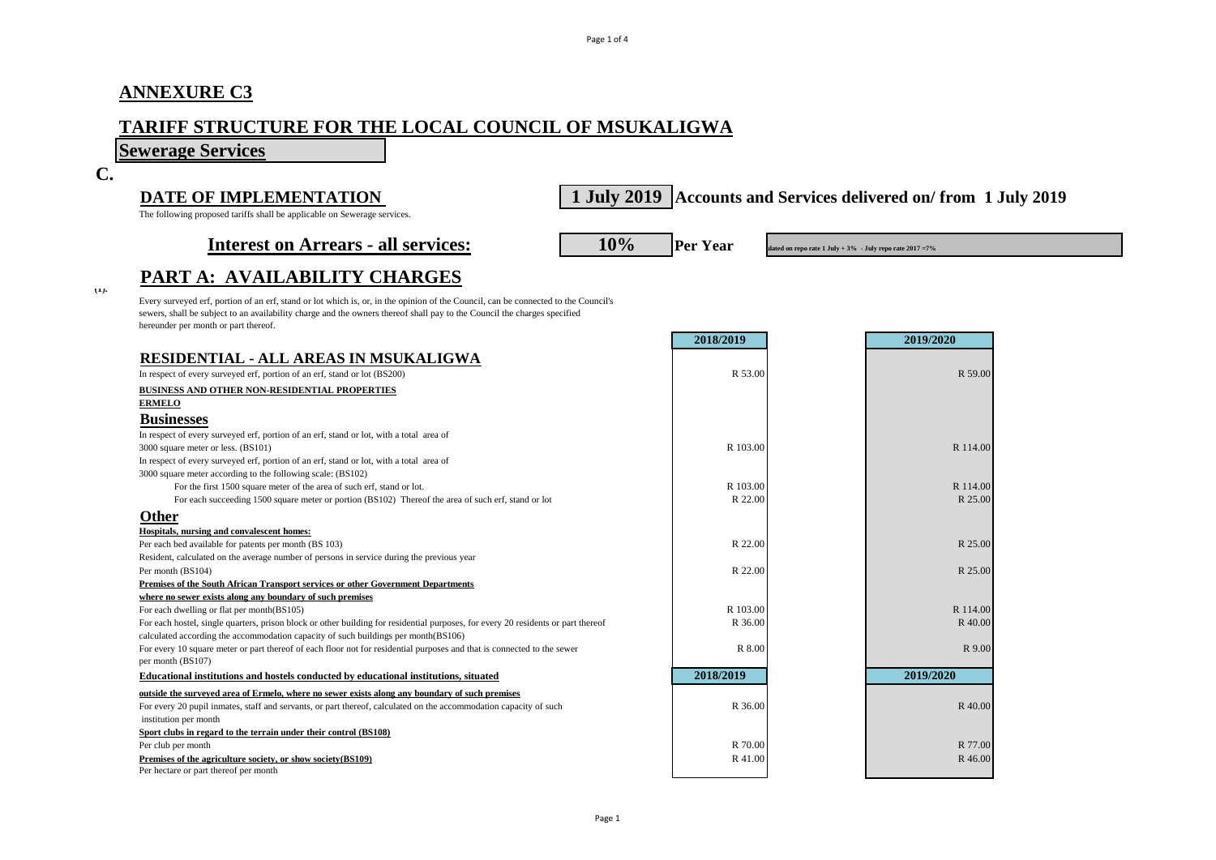## ANNEXURE C3

## TARIFF STRUCTURE FOR THE LOCAL COUNCIL OF MSUKALIGWA

**Sewerage Services**

**C.**

**DATE OF IMPLEMENTATION** **1 July 2019** **Accounts and Services delivered on/ from 1 July 2019**

The following proposed tariffs shall be applicable on Sewerage services.

**Interest on Arrears - all services:** **10%** **Per Year** ulated on repo rate 1 July + 3% - July repo rate 2017 =7%

## PART A: AVAILABILITY CHARGES

(1).

Every surveyed erf, portion of an erf, stand or lot which is, or, in the opinion of the Council, can be connected to the Council's sewers, shall be subject to an availability charge and the owners thereof shall pay to the Council the charges specified hereunder per month or part thereof.

| | 2018/2019 | 2019/2020 |
|---|---|---|
| **RESIDENTIAL - ALL AREAS IN MSUKALIGWA** | | |
| In respect of every surveyed erf, portion of an erf, stand or lot (BS200) | R 53.00 | R 59.00 |
| **BUSINESS AND OTHER NON-RESIDENTIAL PROPERTIES** | | |
| **ERMELO** | | |
| **Businesses** | | |
| In respect of every surveyed erf, portion of an erf, stand or lot, with a total area of 3000 square meter or less. (BS101) | R 103.00 | R 114.00 |
| In respect of every surveyed erf, portion of an erf, stand or lot, with a total area of 3000 square meter according to the following scale: (BS102) | | |
| For the first 1500 square meter of the area of such erf, stand or lot. | R 103.00 | R 114.00 |
| For each succeeding 1500 square meter or portion (BS102) Thereof the area of such erf, stand or lot | R 22.00 | R 25.00 |
| **Other** | | |
| **Hospitals, nursing and convalescent homes:** | | |
| Per each bed available for patents per month (BS 103) | R 22.00 | R 25.00 |
| Resident, calculated on the average number of persons in service during the previous year Per month (BS104) | R 22.00 | R 25.00 |
| **Premises of the South African Transport services or other Government Departments where no sewer exists along any boundary of such premises** | | |
| For each dwelling or flat per month(BS105) | R 103.00 | R 114.00 |
| For each hostel, single quarters, prison block or other building for residential purposes, for every 20 residents or part thereof calculated according the accommodation capacity of such buildings per month(BS106) | R 36.00 | R 40.00 |
| For every 10 square meter or part thereof of each floor not for residential purposes and that is connected to the sewer per month (BS107) | R 8.00 | R 9.00 |
| **Educational institutions and hostels conducted by educational institutions, situated** | **2018/2019** | **2019/2020** |
| **outside the surveyed area of Ermelo, where no sewer exists along any boundary of such premises** | | |
| For every 20 pupil inmates, staff and servants, or part thereof, calculated on the accommodation capacity of such institution per month | R 36.00 | R 40.00 |
| **Sport clubs in regard to the terrain under their control (BS108)** | | |
| Per club per month | R 70.00 | R 77.00 |
| **Premises of the agriculture society, or show society(BS109)** | R 41.00 | R 46.00 |
| Per hectare or part thereof per month | | |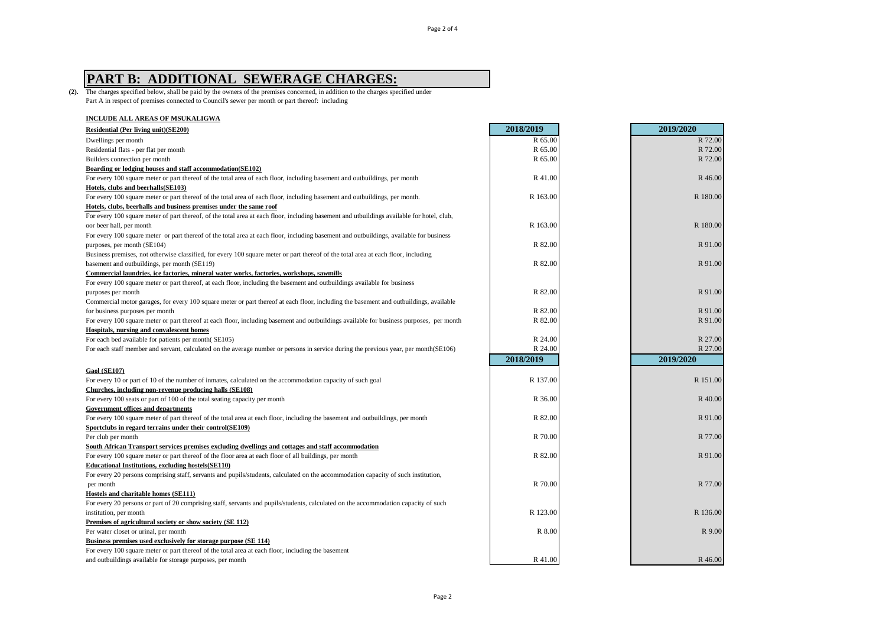# PART B: ADDITIONAL SEWERAGE CHARGES:

**(2).** The charges specified below, shall be paid by the owners of the premises concerned, in addition to the charges specified under Part A in respect of premises connected to Council's sewer per month or part thereof: including

**INCLUDE ALL AREAS OF MSUKALIGWA**

| | 2018/2019 | 2019/2020 |
|---|---|---|
| **Residential (Per living unit)(SE200)** | | |
| Dwellings per month | R 65.00 | R 72.00 |
| Residential flats - per flat per month | R 65.00 | R 72.00 |
| Builders connection per month | R 65.00 | R 72.00 |
| **Boarding or lodging houses and staff accommodation(SE102)** | | |
| For every 100 square meter or part thereof of the total area of each floor, including basement and outbuildings, per month | R 41.00 | R 46.00 |
| **Hotels, clubs and beerhalls(SE103)** | | |
| For every 100 square meter or part thereof of the total area of each floor, including basement and outbuildings, per month. | R 163.00 | R 180.00 |
| **Hotels, clubs, beerhalls and business premises under the same roof** | | |
| For every 100 square meter of part thereof, of the total area at each floor, including basement and utbuildings available for hotel, club, oor beer hall, per month | R 163.00 | R 180.00 |
| For every 100 square meter or part thereof of the total area at each floor, including basement and outbuildings, available for business purposes, per month (SE104) | R 82.00 | R 91.00 |
| Business premises, not otherwise classified, for every 100 square meter or part thereof of the total area at each floor, including basement and outbuildings, per month (SE119) | R 82.00 | R 91.00 |
| **Commercial laundries, ice factories, mineral water works, factories, workshops, sawmills** | | |
| For every 100 square meter or part thereof, at each floor, including the basement and outbuildings available for business purposes per month | R 82.00 | R 91.00 |
| Commercial motor garages, for every 100 square meter or part thereof at each floor, including the basement and outbuildings, available for business purposes per month | R 82.00 | R 91.00 |
| For every 100 square meter or part thereof at each floor, including basement and outbuildings available for business purposes, per month | R 82.00 | R 91.00 |
| **Hospitals, nursing and convalescent homes** | | |
| For each bed available for patients per month( SE105) | R 24.00 | R 27.00 |
| For each staff member and servant, calculated on the average number or persons in service during the previous year, per month(SE106) | R 24.00 | R 27.00 |
| | **2018/2019** | **2019/2020** |
| **Gaol (SE107)** | | |
| For every 10 or part of 10 of the number of inmates, calculated on the accommodation capacity of such goal | R 137.00 | R 151.00 |
| **Churches, including non-revenue producing halls (SE108)** | | |
| For every 100 seats or part of 100 of the total seating capacity per month | R 36.00 | R 40.00 |
| **Government offices and departments** | | |
| For every 100 square meter of part thereof of the total area at each floor, including the basement and outbuildings, per month | R 82.00 | R 91.00 |
| **Sportclubs in regard terrains under their control(SE109)** | | |
| Per club per month | R 70.00 | R 77.00 |
| **South African Transport services premises excluding dwellings and cottages and staff accommodation** | | |
| For every 100 square meter or part thereof of the floor area at each floor of all buildings, per month | R 82.00 | R 91.00 |
| **Educational Institutions, excluding hostels(SE110)** | | |
| For every 20 persons comprising staff, servants and pupils/students, calculated on the accommodation capacity of such institution, per month | R 70.00 | R 77.00 |
| **Hostels and charitable homes (SE111)** | | |
| For every 20 persons or part of 20 comprising staff, servants and pupils/students, calculated on the accommodation capacity of such institution, per month | R 123.00 | R 136.00 |
| **Premises of agricultural society or show society (SE 112)** | | |
| Per water closet or urinal, per month | R 8.00 | R 9.00 |
| **Business premises used exclusively for storage purpose (SE 114)** | | |
| For every 100 square meter or part thereof of the total area at each floor, including the basement and outbuildings available for storage purposes, per month | R 41.00 | R 46.00 |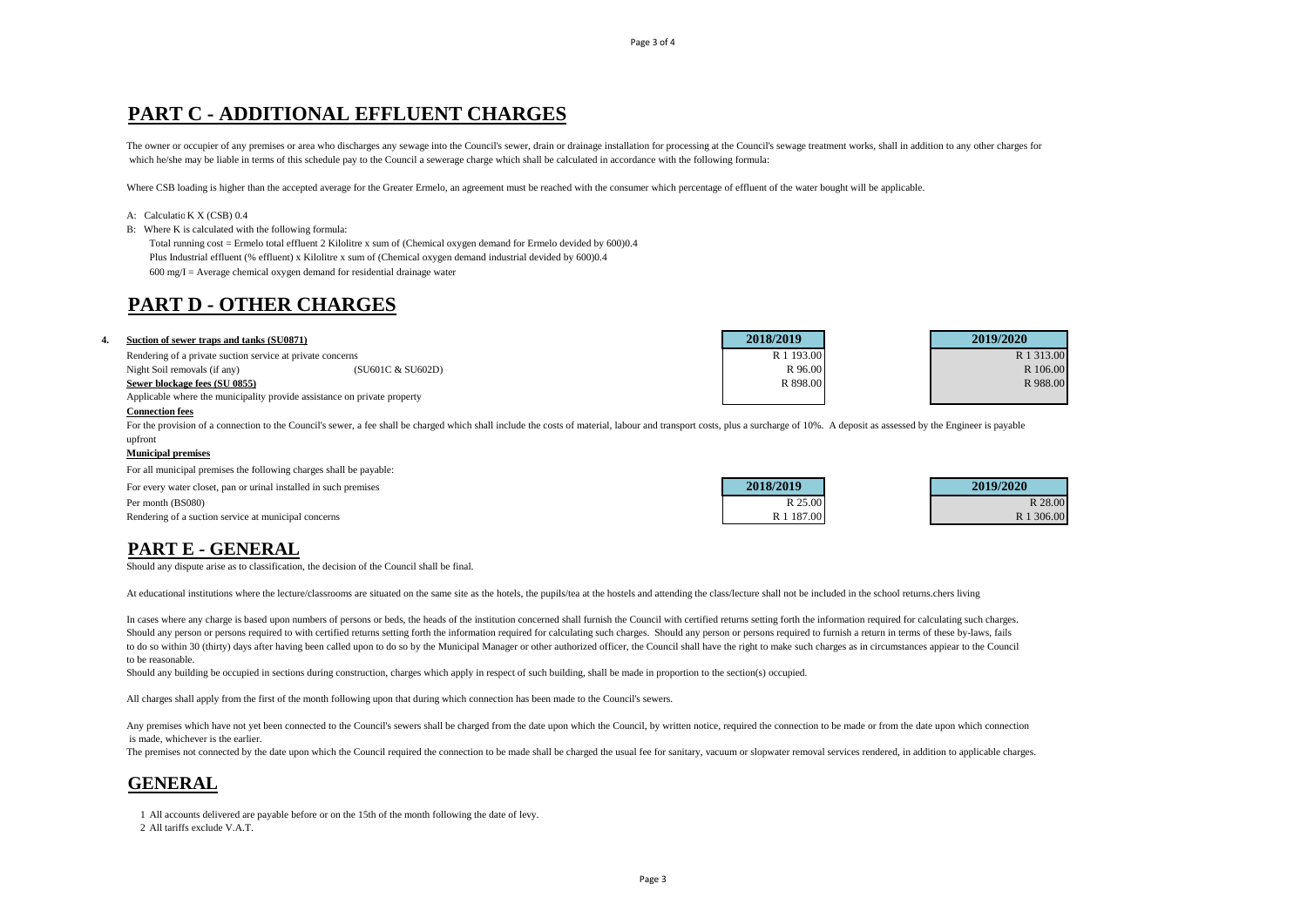# PART C - ADDITIONAL EFFLUENT CHARGES

The owner or occupier of any premises or area who discharges any sewage into the Council's sewer, drain or drainage installation for processing at the Council's sewage treatment works, shall in addition to any other charges for which he/she may be liable in terms of this schedule pay to the Council a sewerage charge which shall be calculated in accordance with the following formula:

Where CSB loading is higher than the accepted average for the Greater Ermelo, an agreement must be reached with the consumer which percentage of effluent of the water bought will be applicable.

A: Calculatio K X (CSB) 0.4

B: Where K is calculated with the following formula:

Total running cost = Ermelo total effluent 2 Kilolitre x sum of (Chemical oxygen demand for Ermelo devided by 600)0.4

Plus Industrial effluent (% effluent) x Kilolitre x sum of (Chemical oxygen demand industrial devided by 600)0.4

600 mg/I = Average chemical oxygen demand for residential drainage water

# PART D - OTHER CHARGES

| 4. | | | 2018/2019 | 2019/2020 |
|---|---|---|---|---|
| | **Suction of sewer traps and tanks (SU0871)** | | | |
| | Rendering of a private suction service at private concerns | | R 1 193.00 | R 1 313.00 |
| | Night Soil removals (if any) | (SU601C & SU602D) | R 96.00 | R 106.00 |
| | **Sewer blockage fees (SU 0855)** | | R 898.00 | R 988.00 |
| | Applicable where the municipality provide assistance on private property | | | |

**Connection fees**

For the provision of a connection to the Council's sewer, a fee shall be charged which shall include the costs of material, labour and transport costs, plus a surcharge of 10%. A deposit as assessed by the Engineer is payable upfront

**Municipal premises**

For all municipal premises the following charges shall be payable:

| | 2018/2019 | 2019/2020 |
|---|---|---|
| For every water closet, pan or urinal installed in such premises | | |
| Per month (BS080) | R 25.00 | R 28.00 |
| Rendering of a suction service at municipal concerns | R 1 187.00 | R 1 306.00 |

# PART E - GENERAL

Should any dispute arise as to classification, the decision of the Council shall be final.

At educational institutions where the lecture/classrooms are situated on the same site as the hotels, the pupils/tea at the hostels and attending the class/lecture shall not be included in the school returns.chers living

In cases where any charge is based upon numbers of persons or beds, the heads of the institution concerned shall furnish the Council with certified returns setting forth the information required for calculating such charges. Should any person or persons required to with certified returns setting forth the information required for calculating such charges. Should any person or persons required to furnish a return in terms of these by-laws, fails to do so within 30 (thirty) days after having been called upon to do so by the Municipal Manager or other authorized officer, the Council shall have the right to make such charges as in circumstances appiear to the Council to be reasonable.

Should any building be occupied in sections during construction, charges which apply in respect of such building, shall be made in proportion to the section(s) occupied.

All charges shall apply from the first of the month following upon that during which connection has been made to the Council's sewers.

Any premises which have not yet been connected to the Council's sewers shall be charged from the date upon which the Council, by written notice, required the connection to be made or from the date upon which connection is made, whichever is the earlier.

The premises not connected by the date upon which the Council required the connection to be made shall be charged the usual fee for sanitary, vacuum or slopwater removal services rendered, in addition to applicable charges.

# GENERAL

1. All accounts delivered are payable before or on the 15th of the month following the date of levy.
2. All tariffs exclude V.A.T.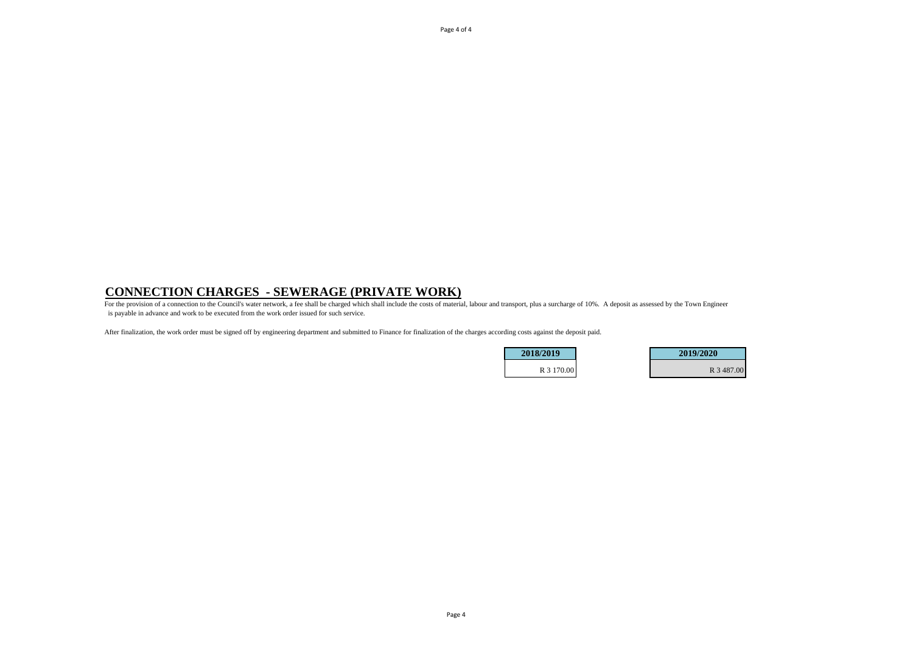## CONNECTION CHARGES - SEWERAGE (PRIVATE WORK)

For the provision of a connection to the Council's water network, a fee shall be charged which shall include the costs of material, labour and transport, plus a surcharge of 10%. A deposit as assessed by the Town Engineer is payable in advance and work to be executed from the work order issued for such service.

After finalization, the work order must be signed off by engineering department and submitted to Finance for finalization of the charges according costs against the deposit paid.

| 2018/2019 | 2019/2020 |
|---|---|
| R 3 170.00 | R 3 487.00 |